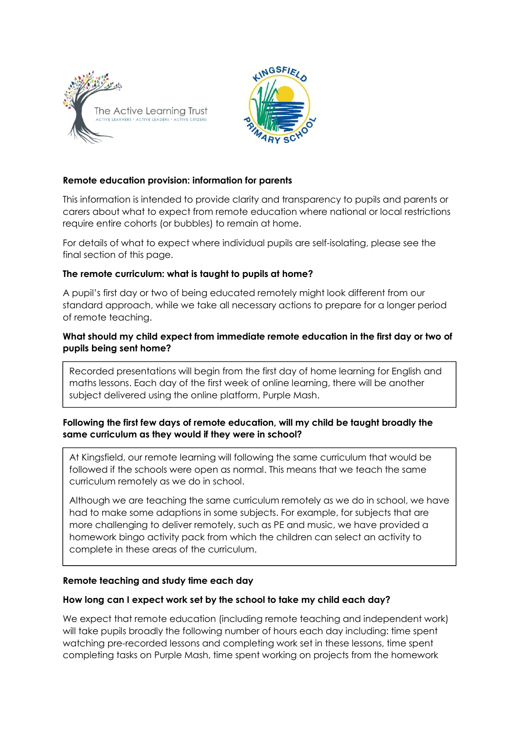**Remote education provision: information for parents**

This information is intended to provide clarity and transparency to pupils and parents or carers about what to expect from remote education where national or local restrictions require entire cohorts (or bubbles) to remain at home.

For details of what to expect where individual pupils are self-isolating, please see the final section of this page.

**The remote curriculum: what is taught to pupils at home?**

A pupil's first day or two of being educated remotely might look different from our standard approach, while we take all necessary actions to prepare for a longer period of remote teaching.

**What should my child expect from immediate remote education in the first day or two of pupils being sent home?**

Recorded presentations will begin from the first day of home learning for English and maths lessons. Each day of the first week of online learning, there will be another subject delivered using the online platform, Purple Mash.

**Following the first few days of remote education, will my child be taught broadly the same curriculum as they would if they were in school?**

At Kingsfield, our remote learning will following the same curriculum that would be followed if the schools were open as normal. This means that we teach the same curriculum remotely as we do in school.

Although we are teaching the same curriculum remotely as we do in school, we have had to make some adaptions in some subjects. For example, for subjects that are more challenging to deliver remotely, such as PE and music, we have provided a homework bingo activity pack from which the children can select an activity to complete in these areas of the curriculum.

**Remote teaching and study time each day**

**How long can I expect work set by the school to take my child each day?**

We expect that remote education (including remote teaching and independent work) will take pupils broadly the following number of hours each day including: time spent watching pre-recorded lessons and completing work set in these lessons, time spent completing tasks on Purple Mash, time spent working on projects from the homework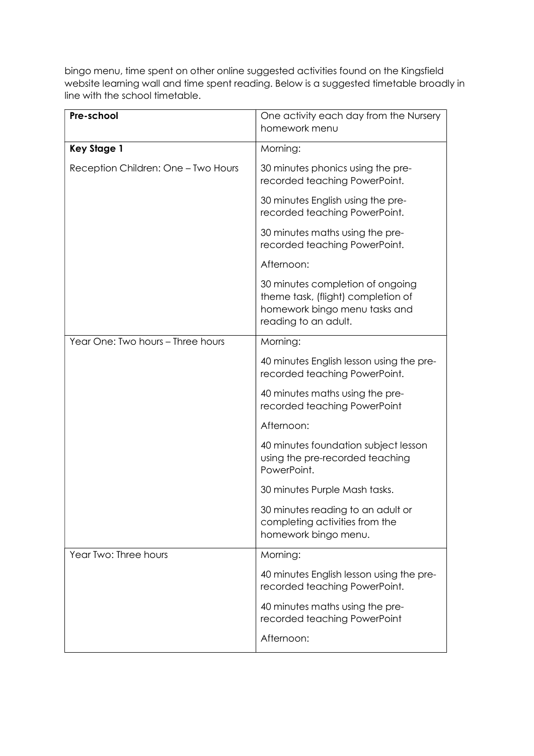bingo menu, time spent on other online suggested activities found on the Kingsfield website learning wall and time spent reading. Below is a suggested timetable broadly in line with the school timetable.

| **Pre-school** | One activity each day from the Nursery homework menu |
|---|---|
| **Key Stage 1**<br><br>Reception Children: One – Two Hours | Morning:<br><br>30 minutes phonics using the pre-recorded teaching PowerPoint.<br><br>30 minutes English using the pre-recorded teaching PowerPoint.<br><br>30 minutes maths using the pre-recorded teaching PowerPoint.<br><br>Afternoon:<br><br>30 minutes completion of ongoing theme task, (flight) completion of homework bingo menu tasks and reading to an adult. |
| Year One: Two hours – Three hours | Morning:<br><br>40 minutes English lesson using the pre-recorded teaching PowerPoint.<br><br>40 minutes maths using the pre-recorded teaching PowerPoint<br><br>Afternoon:<br><br>40 minutes foundation subject lesson using the pre-recorded teaching PowerPoint.<br><br>30 minutes Purple Mash tasks.<br><br>30 minutes reading to an adult or completing activities from the homework bingo menu. |
| Year Two: Three hours | Morning:<br><br>40 minutes English lesson using the pre-recorded teaching PowerPoint.<br><br>40 minutes maths using the pre-recorded teaching PowerPoint<br><br>Afternoon: |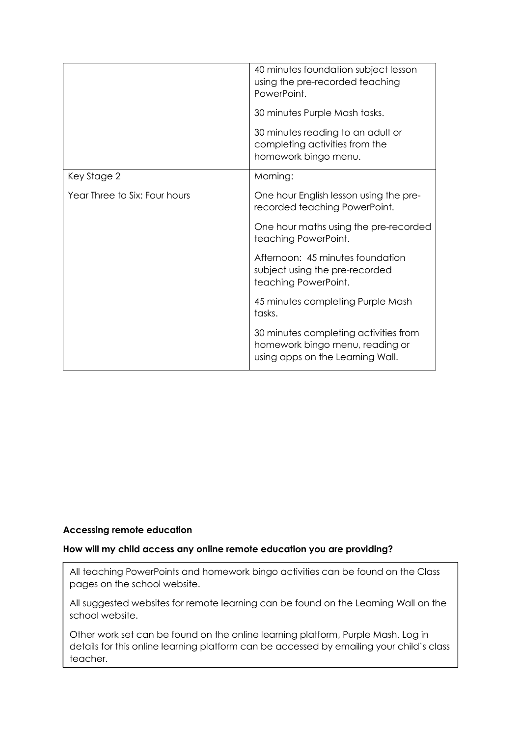| | |
|---|---|
| | 40 minutes foundation subject lesson using the pre-recorded teaching PowerPoint.<br><br>30 minutes Purple Mash tasks.<br><br>30 minutes reading to an adult or completing activities from the homework bingo menu. |
| Key Stage 2<br><br>Year Three to Six: Four hours | Morning:<br><br>One hour English lesson using the pre-recorded teaching PowerPoint.<br><br>One hour maths using the pre-recorded teaching PowerPoint.<br><br>Afternoon: 45 minutes foundation subject using the pre-recorded teaching PowerPoint.<br><br>45 minutes completing Purple Mash tasks.<br><br>30 minutes completing activities from homework bingo menu, reading or using apps on the Learning Wall. |

**Accessing remote education**

**How will my child access any online remote education you are providing?**

All teaching PowerPoints and homework bingo activities can be found on the Class pages on the school website.

All suggested websites for remote learning can be found on the Learning Wall on the school website.

Other work set can be found on the online learning platform, Purple Mash. Log in details for this online learning platform can be accessed by emailing your child's class teacher.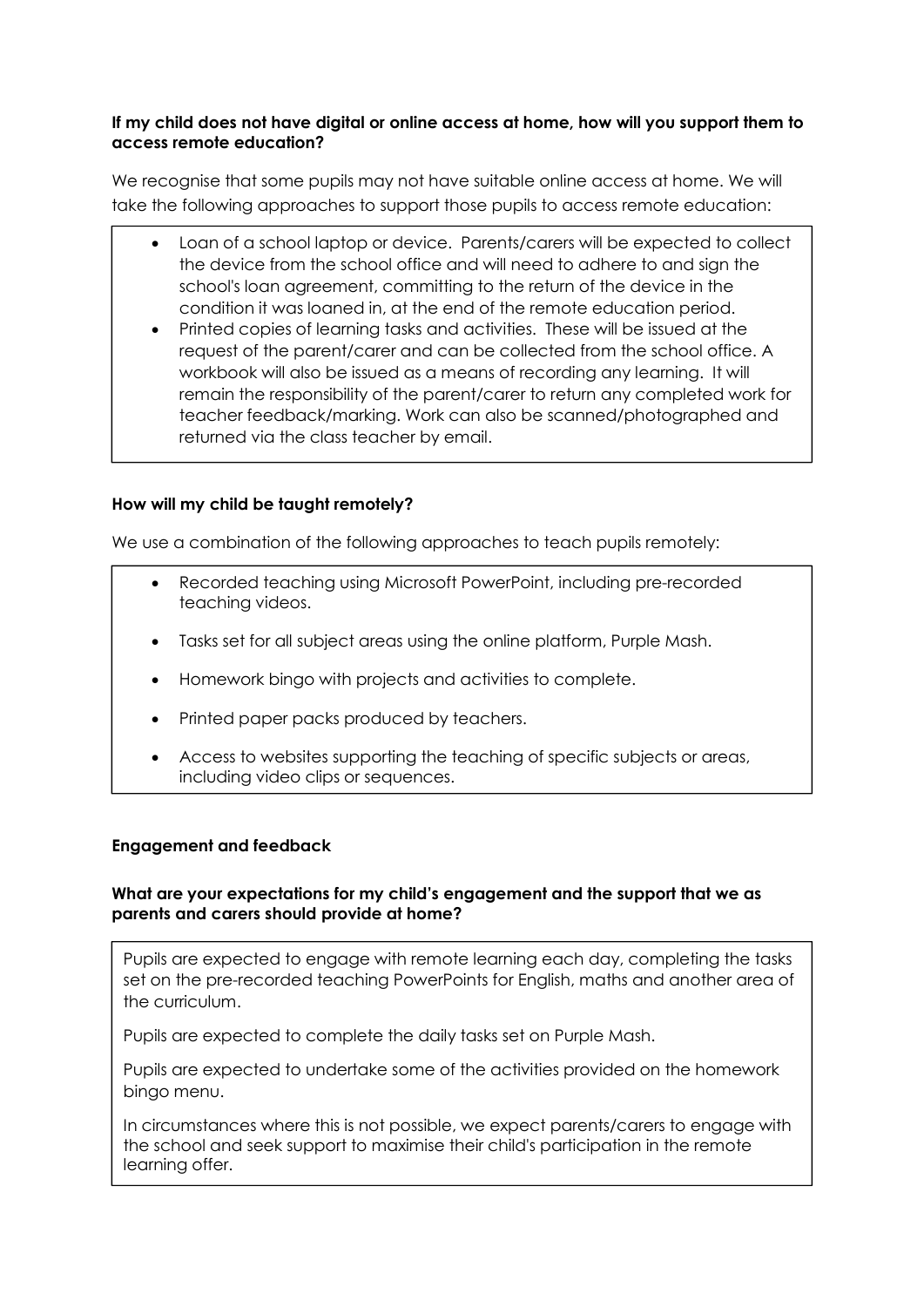**If my child does not have digital or online access at home, how will you support them to access remote education?**

We recognise that some pupils may not have suitable online access at home. We will take the following approaches to support those pupils to access remote education:

- Loan of a school laptop or device. Parents/carers will be expected to collect the device from the school office and will need to adhere to and sign the school's loan agreement, committing to the return of the device in the condition it was loaned in, at the end of the remote education period.
- Printed copies of learning tasks and activities. These will be issued at the request of the parent/carer and can be collected from the school office. A workbook will also be issued as a means of recording any learning. It will remain the responsibility of the parent/carer to return any completed work for teacher feedback/marking. Work can also be scanned/photographed and returned via the class teacher by email.

**How will my child be taught remotely?**

We use a combination of the following approaches to teach pupils remotely:

- Recorded teaching using Microsoft PowerPoint, including pre-recorded teaching videos.
- Tasks set for all subject areas using the online platform, Purple Mash.
- Homework bingo with projects and activities to complete.
- Printed paper packs produced by teachers.
- Access to websites supporting the teaching of specific subjects or areas, including video clips or sequences.

**Engagement and feedback**

**What are your expectations for my child's engagement and the support that we as parents and carers should provide at home?**

Pupils are expected to engage with remote learning each day, completing the tasks set on the pre-recorded teaching PowerPoints for English, maths and another area of the curriculum.

Pupils are expected to complete the daily tasks set on Purple Mash.

Pupils are expected to undertake some of the activities provided on the homework bingo menu.

In circumstances where this is not possible, we expect parents/carers to engage with the school and seek support to maximise their child's participation in the remote learning offer.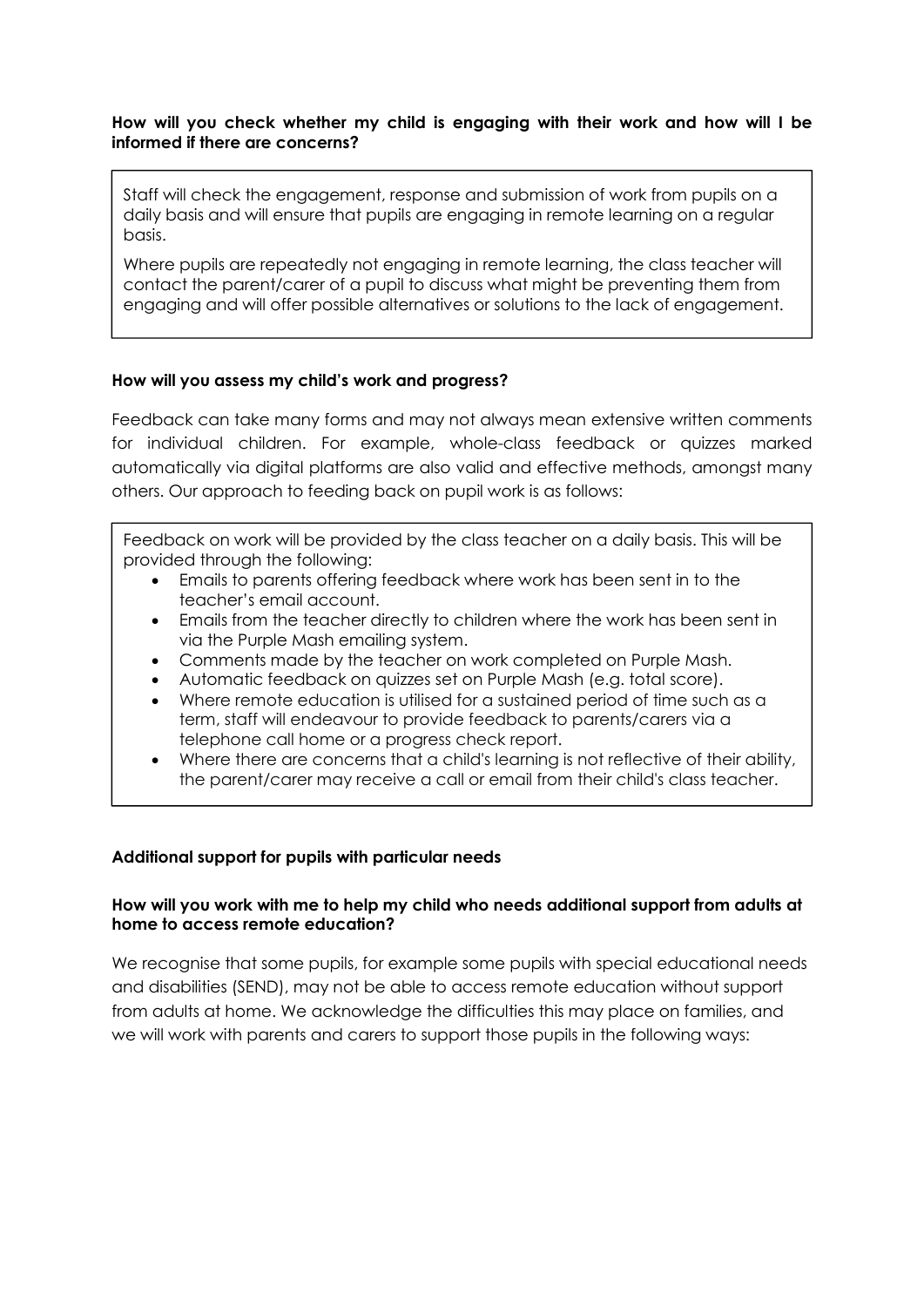**How will you check whether my child is engaging with their work and how will I be informed if there are concerns?**

Staff will check the engagement, response and submission of work from pupils on a daily basis and will ensure that pupils are engaging in remote learning on a regular basis.

Where pupils are repeatedly not engaging in remote learning, the class teacher will contact the parent/carer of a pupil to discuss what might be preventing them from engaging and will offer possible alternatives or solutions to the lack of engagement.

**How will you assess my child's work and progress?**

Feedback can take many forms and may not always mean extensive written comments for individual children. For example, whole-class feedback or quizzes marked automatically via digital platforms are also valid and effective methods, amongst many others. Our approach to feeding back on pupil work is as follows:

Feedback on work will be provided by the class teacher on a daily basis. This will be provided through the following:

- Emails to parents offering feedback where work has been sent in to the teacher's email account.
- Emails from the teacher directly to children where the work has been sent in via the Purple Mash emailing system.
- Comments made by the teacher on work completed on Purple Mash.
- Automatic feedback on quizzes set on Purple Mash (e.g. total score).
- Where remote education is utilised for a sustained period of time such as a term, staff will endeavour to provide feedback to parents/carers via a telephone call home or a progress check report.
- Where there are concerns that a child's learning is not reflective of their ability, the parent/carer may receive a call or email from their child's class teacher.

**Additional support for pupils with particular needs**

**How will you work with me to help my child who needs additional support from adults at home to access remote education?**

We recognise that some pupils, for example some pupils with special educational needs and disabilities (SEND), may not be able to access remote education without support from adults at home. We acknowledge the difficulties this may place on families, and we will work with parents and carers to support those pupils in the following ways: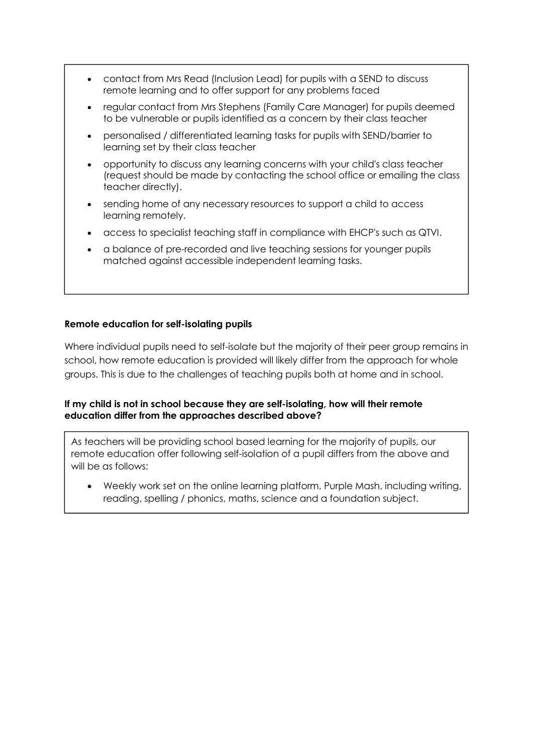- contact from Mrs Read (Inclusion Lead) for pupils with a SEND to discuss remote learning and to offer support for any problems faced
- regular contact from Mrs Stephens (Family Care Manager) for pupils deemed to be vulnerable or pupils identified as a concern by their class teacher
- personalised / differentiated learning tasks for pupils with SEND/barrier to learning set by their class teacher
- opportunity to discuss any learning concerns with your child's class teacher (request should be made by contacting the school office or emailing the class teacher directly).
- sending home of any necessary resources to support a child to access learning remotely.
- access to specialist teaching staff in compliance with EHCP's such as QTVI.
- a balance of pre-recorded and live teaching sessions for younger pupils matched against accessible independent learning tasks.

**Remote education for self-isolating pupils**

Where individual pupils need to self-isolate but the majority of their peer group remains in school, how remote education is provided will likely differ from the approach for whole groups. This is due to the challenges of teaching pupils both at home and in school.

**If my child is not in school because they are self-isolating, how will their remote education differ from the approaches described above?**

As teachers will be providing school based learning for the majority of pupils, our remote education offer following self-isolation of a pupil differs from the above and will be as follows:

- Weekly work set on the online learning platform, Purple Mash, including writing, reading, spelling / phonics, maths, science and a foundation subject.